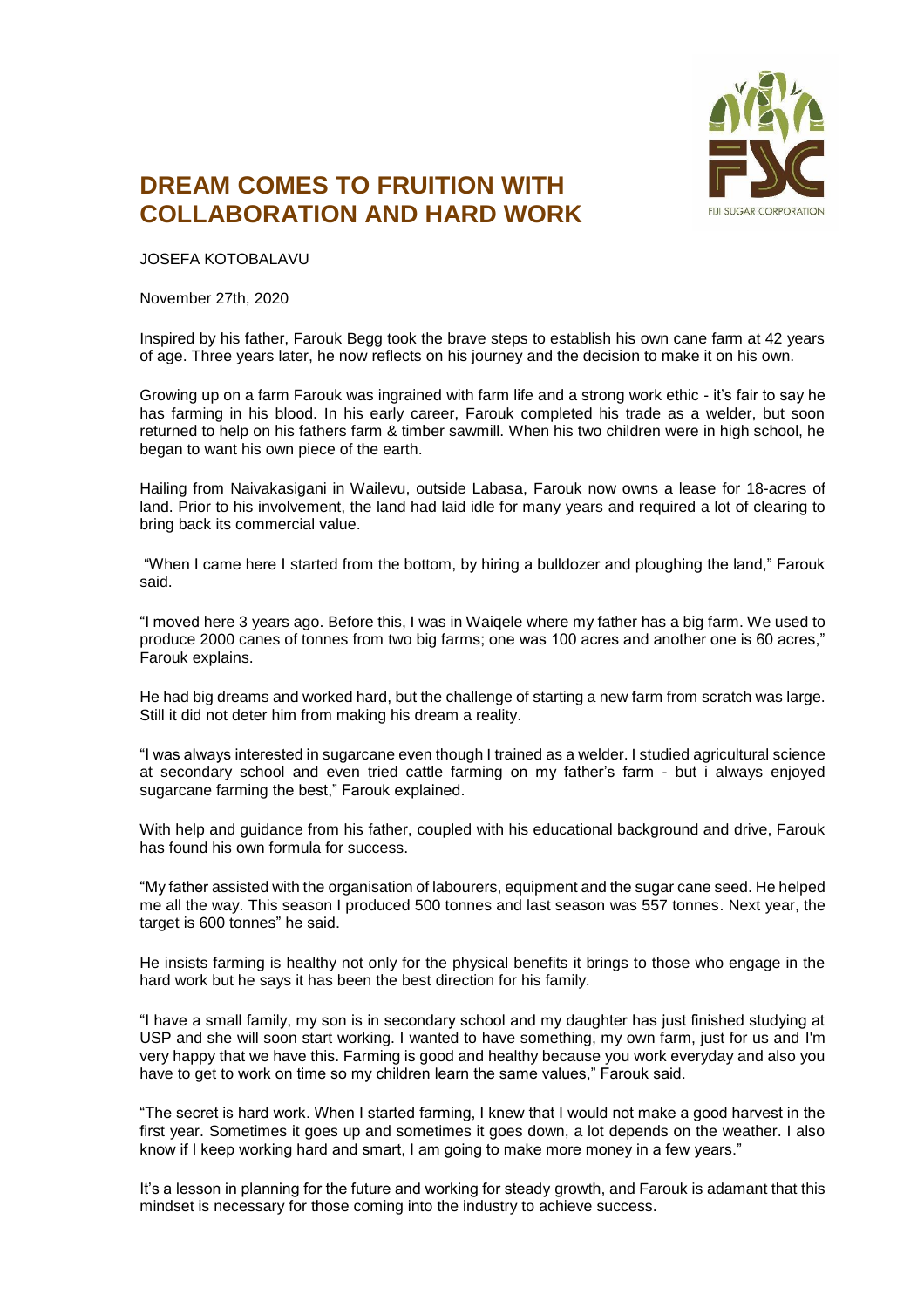# DREAM COMES TO FRUITION WITH COLLABORATION AND HARD WORK

JOSEFA KOTOBALAVU

November 27th, 2020

Inspired by his father, Farouk Begg took the brave steps to establish his own cane farm at 42 years of age. Three years later, he now reflects on his journey and the decision to make it on his own.

Growing up on a farm Farouk was ingrained with farm life and a strong work ethic - it's fair to say he has farming in his blood. In his early career, Farouk completed his trade as a welder, but soon returned to help on his fathers farm & timber sawmill. When his two children were in high school, he began to want his own piece of the earth.

Hailing from Naivakasigani in Wailevu, outside Labasa, Farouk now owns a lease for 18-acres of land. Prior to his involvement, the land had laid idle for many years and required a lot of clearing to bring back its commercial value.

"When I came here I started from the bottom, by hiring a bulldozer and ploughing the land," Farouk said.

"I moved here 3 years ago. Before this, I was in Waiqele where my father has a big farm. We used to produce 2000 canes of tonnes from two big farms; one was 100 acres and another one is 60 acres," Farouk explains.

He had big dreams and worked hard, but the challenge of starting a new farm from scratch was large. Still it did not deter him from making his dream a reality.

"I was always interested in sugarcane even though I trained as a welder. I studied agricultural science at secondary school and even tried cattle farming on my father's farm - but i always enjoyed sugarcane farming the best," Farouk explained.

With help and guidance from his father, coupled with his educational background and drive, Farouk has found his own formula for success.

"My father assisted with the organisation of labourers, equipment and the sugar cane seed. He helped me all the way. This season I produced 500 tonnes and last season was 557 tonnes. Next year, the target is 600 tonnes" he said.

He insists farming is healthy not only for the physical benefits it brings to those who engage in the hard work but he says it has been the best direction for his family.

"I have a small family, my son is in secondary school and my daughter has just finished studying at USP and she will soon start working. I wanted to have something, my own farm, just for us and I'm very happy that we have this. Farming is good and healthy because you work everyday and also you have to get to work on time so my children learn the same values," Farouk said.

"The secret is hard work. When I started farming, I knew that I would not make a good harvest in the first year. Sometimes it goes up and sometimes it goes down, a lot depends on the weather. I also know if I keep working hard and smart, I am going to make more money in a few years."

It's a lesson in planning for the future and working for steady growth, and Farouk is adamant that this mindset is necessary for those coming into the industry to achieve success.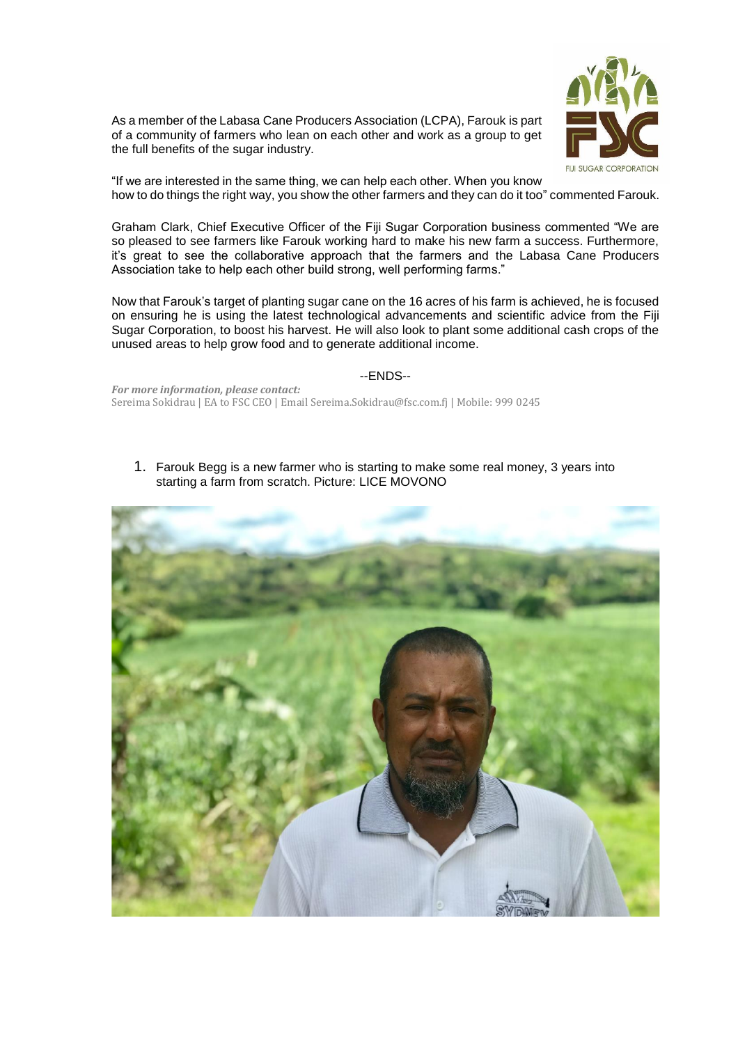As a member of the Labasa Cane Producers Association (LCPA), Farouk is part of a community of farmers who lean on each other and work as a group to get the full benefits of the sugar industry.

"If we are interested in the same thing, we can help each other. When you know how to do things the right way, you show the other farmers and they can do it too" commented Farouk.

Graham Clark, Chief Executive Officer of the Fiji Sugar Corporation business commented "We are so pleased to see farmers like Farouk working hard to make his new farm a success. Furthermore, it's great to see the collaborative approach that the farmers and the Labasa Cane Producers Association take to help each other build strong, well performing farms."

Now that Farouk's target of planting sugar cane on the 16 acres of his farm is achieved, he is focused on ensuring he is using the latest technological advancements and scientific advice from the Fiji Sugar Corporation, to boost his harvest. He will also look to plant some additional cash crops of the unused areas to help grow food and to generate additional income.

--ENDS--

***For more information, please contact:***
Sereima Sokidrau | EA to FSC CEO | Email Sereima.Sokidrau@fsc.com.fj | Mobile: 999 0245

1. Farouk Begg is a new farmer who is starting to make some real money, 3 years into starting a farm from scratch. Picture: LICE MOVONO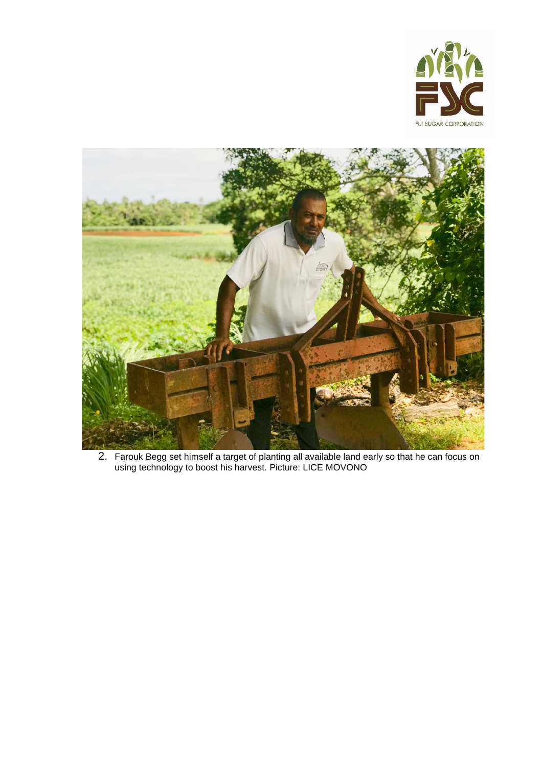2. Farouk Begg set himself a target of planting all available land early so that he can focus on using technology to boost his harvest. Picture: LICE MOVONO